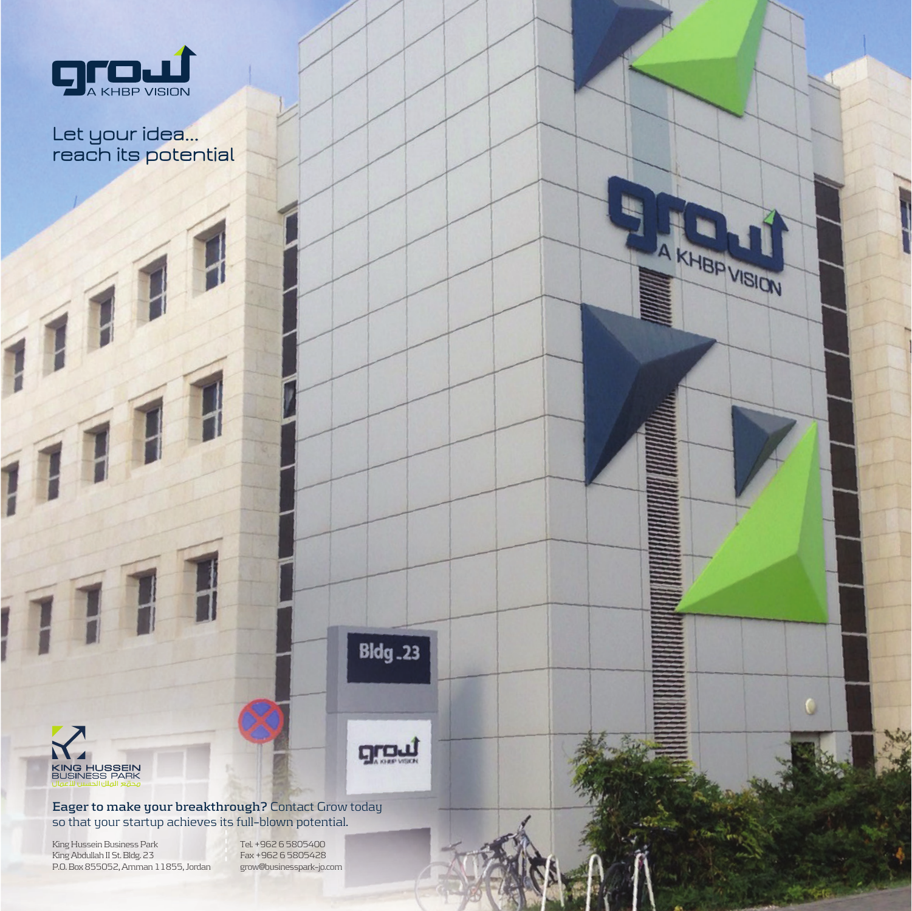grow
A KHBP VISION

# Let your idea... reach its potential

KING HUSSEIN BUSINESS PARK
مجمع الملك الحسين للأعمال

**Eager to make your breakthrough?** Contact Grow today so that your startup achieves its full-blown potential.

King Hussein Business Park
King Abdullah II St. Bldg. 23
P.O. Box 855052, Amman 11855, Jordan

Tel. +962 6 5805400
Fax +962 6 5805428
grow@businesspark-jo.com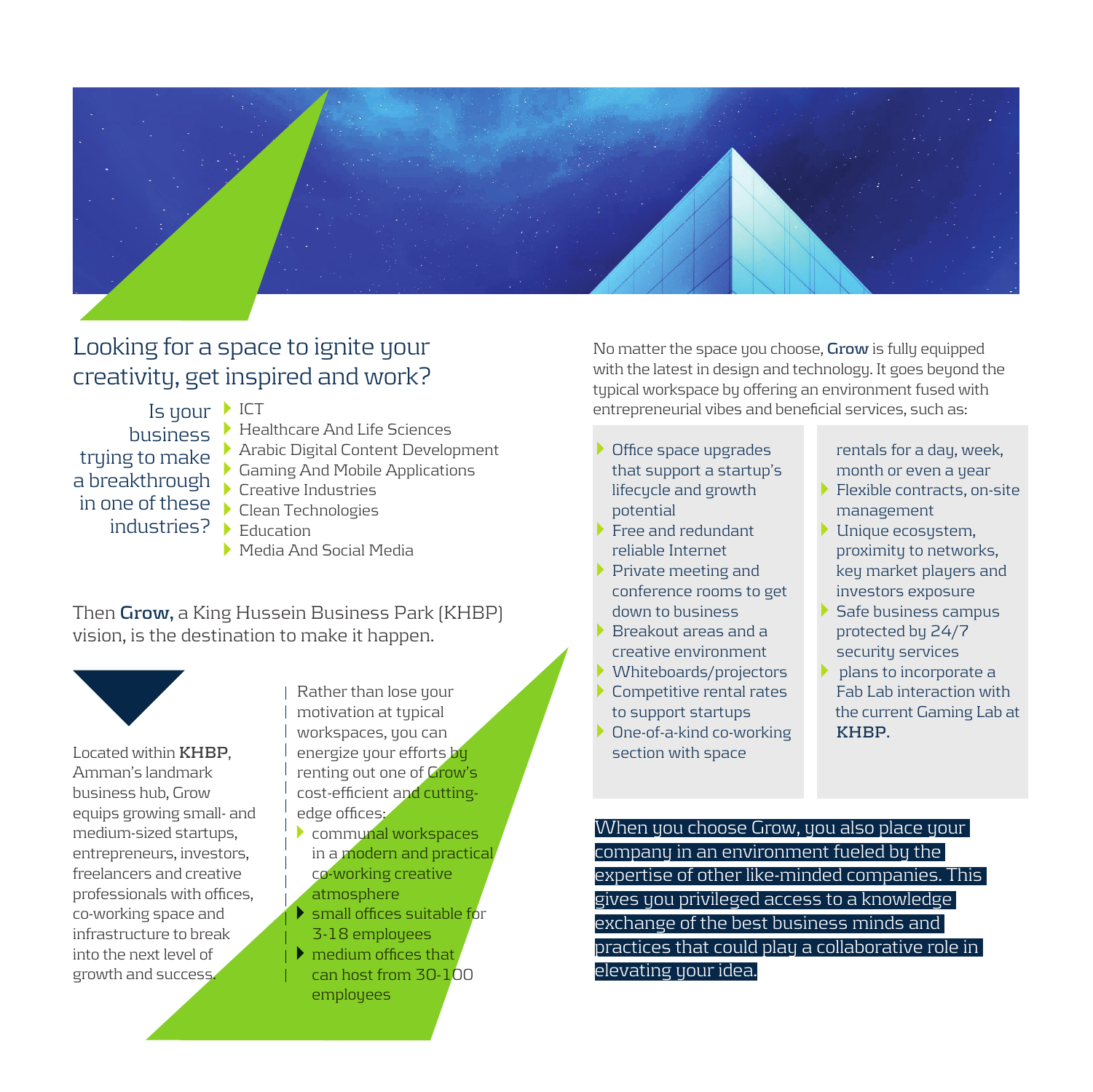## Looking for a space to ignite your creativity, get inspired and work?

Is your business trying to make a breakthrough in one of these industries?

- ICT
- Healthcare And Life Sciences
- Arabic Digital Content Development
- Gaming And Mobile Applications
- Creative Industries
- Clean Technologies
- Education
- Media And Social Media

Then **Grow,** a King Hussein Business Park (KHBP) vision, is the destination to make it happen.

Located within **KHBP**, Amman's landmark business hub, Grow equips growing small- and medium-sized startups, entrepreneurs, investors, freelancers and creative professionals with offices, co-working space and infrastructure to break into the next level of growth and success.

Rather than lose your motivation at typical workspaces, you can energize your efforts by renting out one of Grow's cost-efficient and cutting-edge offices:

- communal workspaces in a modern and practical co-working creative atmosphere
- small offices suitable for 3-18 employees
- medium offices that can host from 30-100 employees

No matter the space you choose, **Grow** is fully equipped with the latest in design and technology. It goes beyond the typical workspace by offering an environment fused with entrepreneurial vibes and beneficial services, such as:

- Office space upgrades that support a startup's lifecycle and growth potential
- Free and redundant reliable Internet
- Private meeting and conference rooms to get down to business
- Breakout areas and a creative environment
- Whiteboards/projectors
- Competitive rental rates to support startups
- One-of-a-kind co-working section with space rentals for a day, week, month or even a year
- Flexible contracts, on-site management
- Unique ecosystem, proximity to networks, key market players and investors exposure
- Safe business campus protected by 24/7 security services
- plans to incorporate a Fab Lab interaction with the current Gaming Lab at **KHBP.**

When you choose Grow, you also place your company in an environment fueled by the expertise of other like-minded companies. This gives you privileged access to a knowledge exchange of the best business minds and practices that could play a collaborative role in elevating your idea.